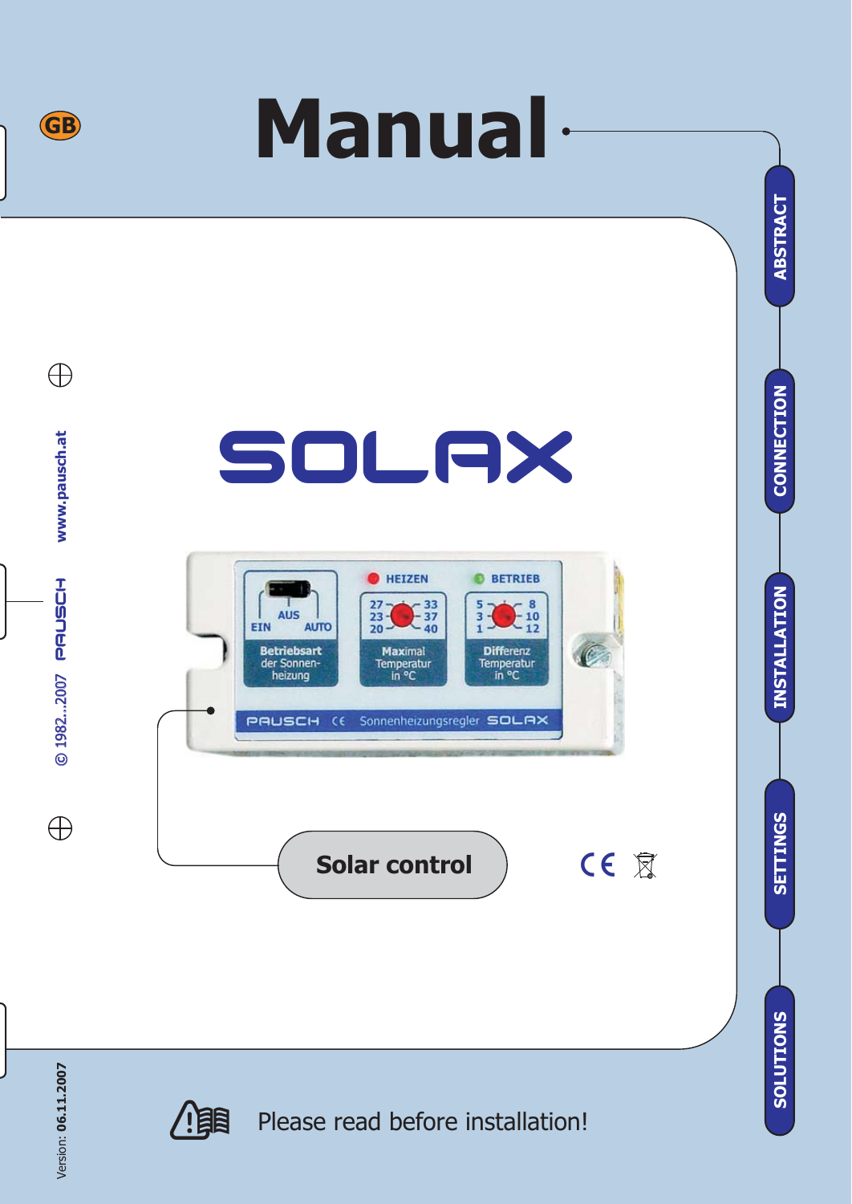GB

# Manual

ABSTRACT

CONNECTION

INSTALLATION

SETTINGS

SOLUTIONS

# SOLAX

Solar control

© 1982...2007 PAUSCH www.pausch.at

Version: **06.11.2007**

Please read before installation!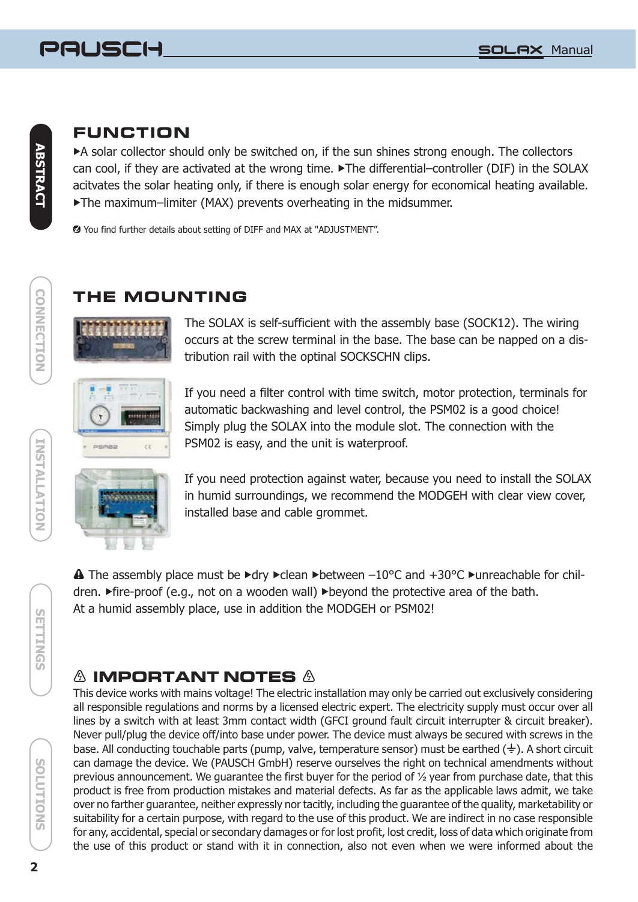## FUNCTION

▸A solar collector should only be switched on, if the sun shines strong enough. The collectors can cool, if they are activated at the wrong time. ▸The differential–controller (DIF) in the SOLAX acitvates the solar heating only, if there is enough solar energy for economical heating available. ▸The maximum–limiter (MAX) prevents overheating in the midsummer.

You find further details about setting of DIFF and MAX at "ADJUSTMENT".

## THE MOUNTING

The SOLAX is self-sufficient with the assembly base (SOCK12). The wiring occurs at the screw terminal in the base. The base can be napped on a distribution rail with the optinal SOCKSCHN clips.

If you need a filter control with time switch, motor protection, terminals for automatic backwashing and level control, the PSM02 is a good choice! Simply plug the SOLAX into the module slot. The connection with the PSM02 is easy, and the unit is waterproof.

If you need protection against water, because you need to install the SOLAX in humid surroundings, we recommend the MODGEH with clear view cover, installed base and cable grommet.

⚠ The assembly place must be ▸dry ▸clean ▸between –10°C and +30°C ▸unreachable for children. ▸fire-proof (e.g., not on a wooden wall) ▸beyond the protective area of the bath. At a humid assembly place, use in addition the MODGEH or PSM02!

## ⚠ IMPORTANT NOTES ⚠

This device works with mains voltage! The electric installation may only be carried out exclusively considering all responsible regulations and norms by a licensed electric expert. The electricity supply must occur over all lines by a switch with at least 3mm contact width (GFCI ground fault circuit interrupter & circuit breaker). Never pull/plug the device off/into base under power. The device must always be secured with screws in the base. All conducting touchable parts (pump, valve, temperature sensor) must be earthed (⏚). A short circuit can damage the device. We (PAUSCH GmbH) reserve ourselves the right on technical amendments without previous announcement. We guarantee the first buyer for the period of ½ year from purchase date, that this product is free from production mistakes and material defects. As far as the applicable laws admit, we take over no farther guarantee, neither expressly nor tacitly, including the guarantee of the quality, marketability or suitability for a certain purpose, with regard to the use of this product. We are indirect in no case responsible for any, accidental, special or secondary damages or for lost profit, lost credit, loss of data which originate from the use of this product or stand with it in connection, also not even when we were informed about the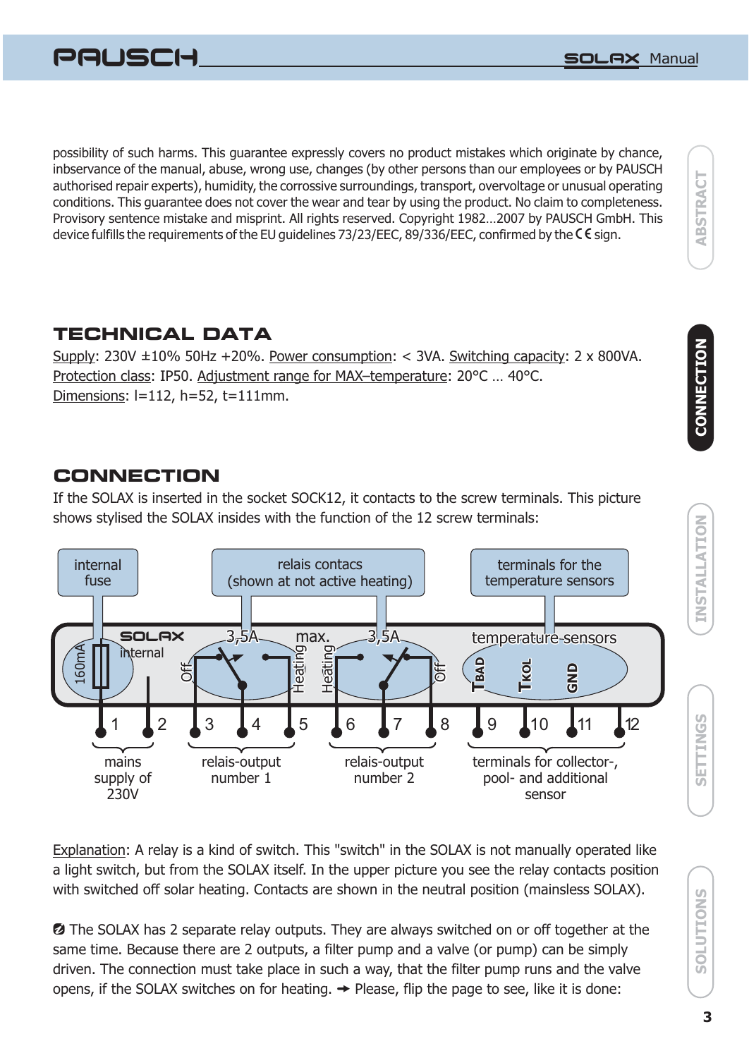possibility of such harms. This guarantee expressly covers no product mistakes which originate by chance, inbservance of the manual, abuse, wrong use, changes (by other persons than our employees or by PAUSCH authorised repair experts), humidity, the corrossive surroundings, transport, overvoltage or unusual operating conditions. This guarantee does not cover the wear and tear by using the product. No claim to completeness. Provisory sentence mistake and misprint. All rights reserved. Copyright 1982…2007 by PAUSCH GmbH. This device fulfills the requirements of the EU guidelines 73/23/EEC, 89/336/EEC, confirmed by the CE sign.

## TECHNICAL DATA

Supply: 230V ±10% 50Hz +20%. Power consumption: < 3VA. Switching capacity: 2 x 800VA. Protection class: IP50. Adjustment range for MAX–temperature: 20°C … 40°C. Dimensions: l=112, h=52, t=111mm.

## CONNECTION

If the SOLAX is inserted in the socket SOCK12, it contacts to the screw terminals. This picture shows stylised the SOLAX insides with the function of the 12 screw terminals:

internal fuse | relais contacs (shown at not active heating) | terminals for the temperature sensors

SOLAX internal | 160mA | 3,5A | max. | 3,5A | Off | Heating | Heating | Off | temperature sensors | TBAD | TKOL | GND

1 2 3 4 5 6 7 8 9 10 11 12

mains supply of 230V | relais-output number 1 | relais-output number 2 | terminals for collector-, pool- and additional sensor

Explanation: A relay is a kind of switch. This "switch" in the SOLAX is not manually operated like a light switch, but from the SOLAX itself. In the upper picture you see the relay contacts position with switched off solar heating. Contacts are shown in the neutral position (mainsless SOLAX).

The SOLAX has 2 separate relay outputs. They are always switched on or off together at the same time. Because there are 2 outputs, a filter pump and a valve (or pump) can be simply driven. The connection must take place in such a way, that the filter pump runs and the valve opens, if the SOLAX switches on for heating. ➜ Please, flip the page to see, like it is done: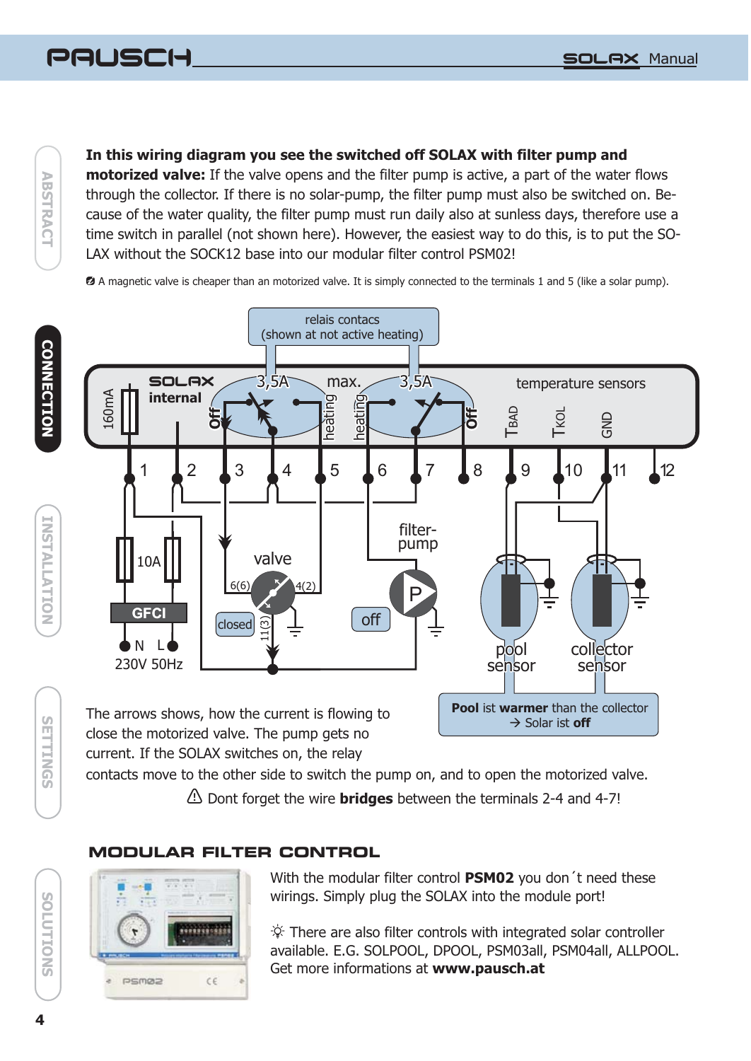**In this wiring diagram you see the switched off SOLAX with filter pump and motorized valve:** If the valve opens and the filter pump is active, a part of the water flows through the collector. If there is no solar-pump, the filter pump must also be switched on. Because of the water quality, the filter pump must run daily also at sunless days, therefore use a time switch in parallel (not shown here). However, the easiest way to do this, is to put the SOLAX without the SOCK12 base into our modular filter control PSM02!

A magnetic valve is cheaper than an motorized valve. It is simply connected to the terminals 1 and 5 (like a solar pump).

The arrows shows, how the current is flowing to close the motorized valve. The pump gets no current. If the SOLAX switches on, the relay contacts move to the other side to switch the pump on, and to open the motorized valve.

⚠ Dont forget the wire **bridges** between the terminals 2-4 and 4-7!

## MODULAR FILTER CONTROL

With the modular filter control **PSM02** you don´t need these wirings. Simply plug the SOLAX into the module port!

☼ There are also filter controls with integrated solar controller available. E.G. SOLPOOL, DPOOL, PSM03all, PSM04all, ALLPOOL. Get more informations at **www.pausch.at**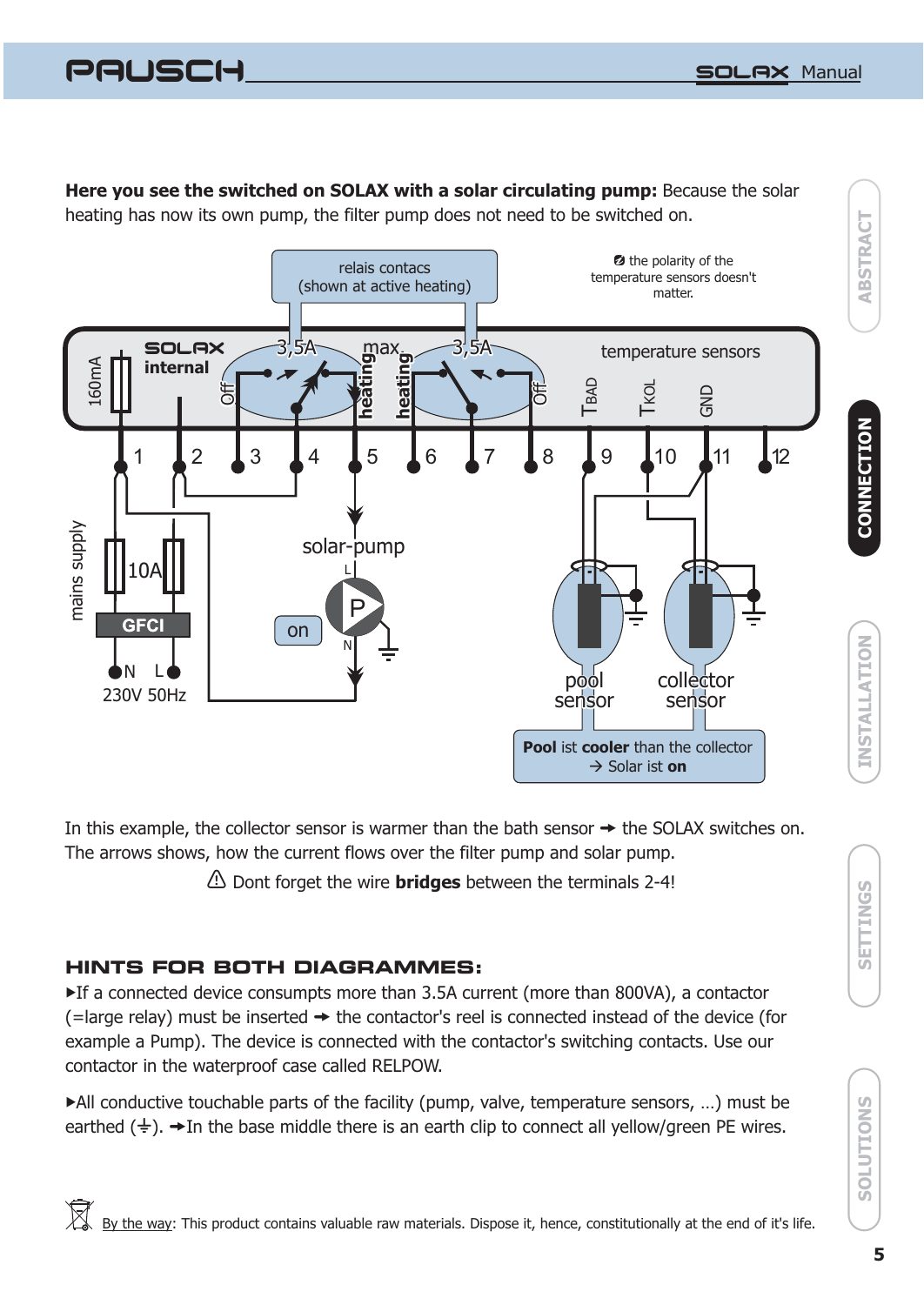**Here you see the switched on SOLAX with a solar circulating pump:** Because the solar heating has now its own pump, the filter pump does not need to be switched on.

relais contacs (shown at active heating)

the polarity of the temperature sensors doesn't matter.

SOLAX internal

160mA

Off 3,5A max. heating heating 3,5A Off

temperature sensors

TBAD TKOL GND

1 2 3 4 5 6 7 8 9 10 11 12

mains supply

10A

GFCI

N L

230V 50Hz

solar-pump

on

pool sensor

collector sensor

**Pool** ist **cooler** than the collector → Solar ist **on**

In this example, the collector sensor is warmer than the bath sensor ➜ the SOLAX switches on. The arrows shows, how the current flows over the filter pump and solar pump.

⚠ Dont forget the wire **bridges** between the terminals 2-4!

## HINTS FOR BOTH DIAGRAMMES:

▸If a connected device consumpts more than 3.5A current (more than 800VA), a contactor (=large relay) must be inserted ➜ the contactor's reel is connected instead of the device (for example a Pump). The device is connected with the contactor's switching contacts. Use our contactor in the waterproof case called RELPOW.

▸All conductive touchable parts of the facility (pump, valve, temperature sensors, ...) must be earthed (⏚). ➜In the base middle there is an earth clip to connect all yellow/green PE wires.

By the way: This product contains valuable raw materials. Dispose it, hence, constitutionally at the end of it's life.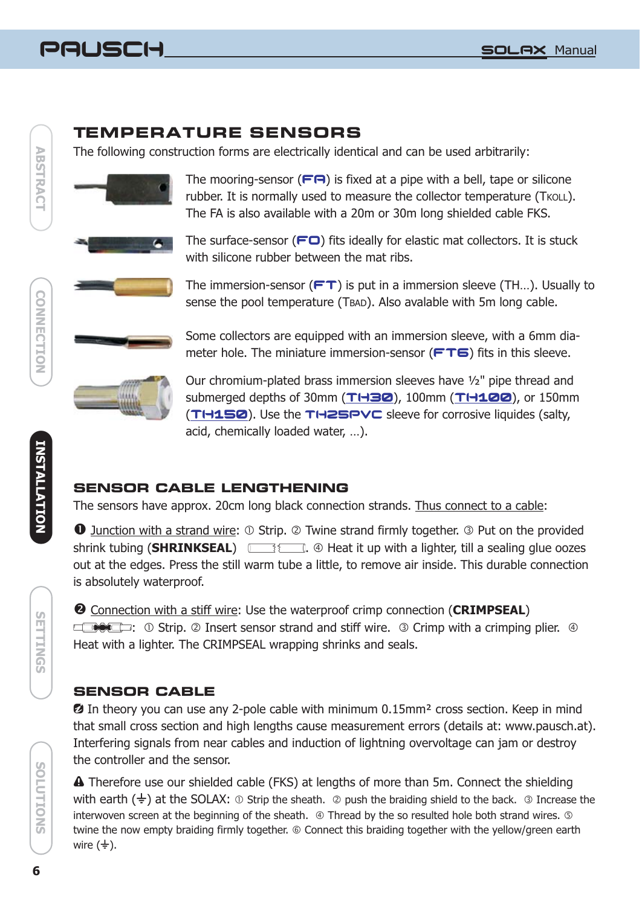## TEMPERATURE SENSORS

The following construction forms are electrically identical and can be used arbitrarily:

The mooring-sensor (**FA**) is fixed at a pipe with a bell, tape or silicone rubber. It is normally used to measure the collector temperature (TKOLL). The FA is also available with a 20m or 30m long shielded cable FKS.

The surface-sensor (**FO**) fits ideally for elastic mat collectors. It is stuck with silicone rubber between the mat ribs.

The immersion-sensor (**FT**) is put in a immersion sleeve (TH…). Usually to sense the pool temperature (TBAD). Also avalable with 5m long cable.

Some collectors are equipped with an immersion sleeve, with a 6mm diameter hole. The miniature immersion-sensor (**FT6**) fits in this sleeve.

Our chromium-plated brass immersion sleeves have ½" pipe thread and submerged depths of 30mm (**TH30**), 100mm (**TH100**), or 150mm (**TH150**). Use the **TH25PVC** sleeve for corrosive liquides (salty, acid, chemically loaded water, …).

## SENSOR CABLE LENGTHENING

The sensors have approx. 20cm long black connection strands. Thus connect to a cable:

❶ Junction with a strand wire: ① Strip. ② Twine strand firmly together. ③ Put on the provided shrink tubing (**SHRINKSEAL**). ④ Heat it up with a lighter, till a sealing glue oozes out at the edges. Press the still warm tube a little, to remove air inside. This durable connection is absolutely waterproof.

❷ Connection with a stiff wire: Use the waterproof crimp connection (**CRIMPSEAL**): ① Strip. ② Insert sensor strand and stiff wire. ③ Crimp with a crimping plier. ④ Heat with a lighter. The CRIMPSEAL wrapping shrinks and seals.

## SENSOR CABLE

In theory you can use any 2-pole cable with minimum 0.15mm² cross section. Keep in mind that small cross section and high lengths cause measurement errors (details at: www.pausch.at). Interfering signals from near cables and induction of lightning overvoltage can jam or destroy the controller and the sensor.

⚠ Therefore use our shielded cable (FKS) at lengths of more than 5m. Connect the shielding with earth (⏚) at the SOLAX: ① Strip the sheath. ② push the braiding shield to the back. ③ Increase the interwoven screen at the beginning of the sheath. ④ Thread by the so resulted hole both strand wires. ⑤ twine the now empty braiding firmly together. ⑥ Connect this braiding together with the yellow/green earth wire (⏚).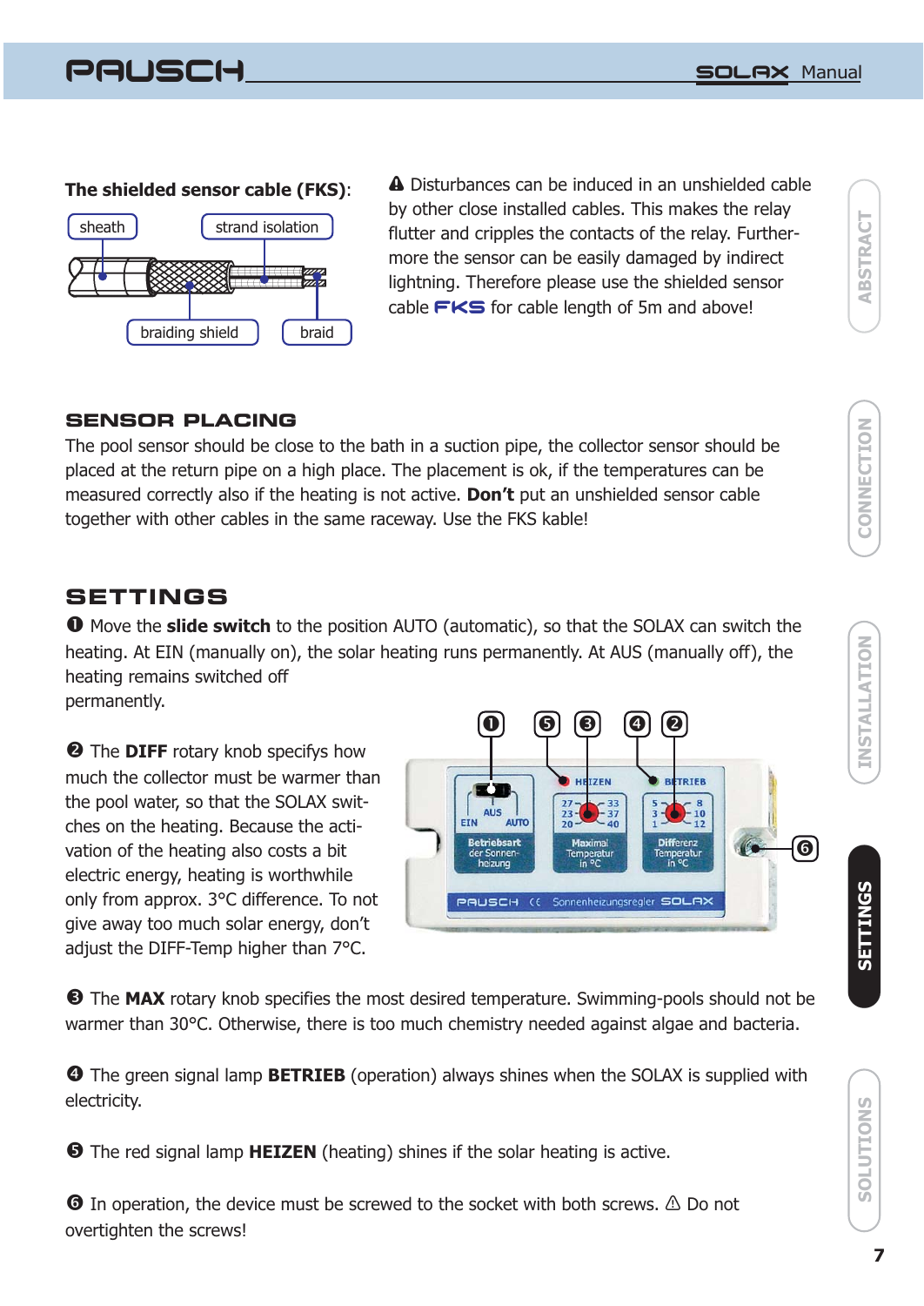**The shielded sensor cable (FKS)**:

⚠ Disturbances can be induced in an unshielded cable by other close installed cables. This makes the relay flutter and cripples the contacts of the relay. Furthermore the sensor can be easily damaged by indirect lightning. Therefore please use the shielded sensor cable FKS for cable length of 5m and above!

## SENSOR PLACING

The pool sensor should be close to the bath in a suction pipe, the collector sensor should be placed at the return pipe on a high place. The placement is ok, if the temperatures can be measured correctly also if the heating is not active. **Don't** put an unshielded sensor cable together with other cables in the same raceway. Use the FKS kable!

## SETTINGS

❶ Move the **slide switch** to the position AUTO (automatic), so that the SOLAX can switch the heating. At EIN (manually on), the solar heating runs permanently. At AUS (manually off), the heating remains switched off permanently.

❷ The **DIFF** rotary knob specifies how much the collector must be warmer than the pool water, so that the SOLAX switches on the heating. Because the activation of the heating also costs a bit electric energy, heating is worthwhile only from approx. 3°C difference. To not give away too much solar energy, don't adjust the DIFF-Temp higher than 7°C.

❸ The **MAX** rotary knob specifies the most desired temperature. Swimming-pools should not be warmer than 30°C. Otherwise, there is too much chemistry needed against algae and bacteria.

❹ The green signal lamp **BETRIEB** (operation) always shines when the SOLAX is supplied with electricity.

❺ The red signal lamp **HEIZEN** (heating) shines if the solar heating is active.

❻ In operation, the device must be screwed to the socket with both screws. ⚠ Do not overtighten the screws!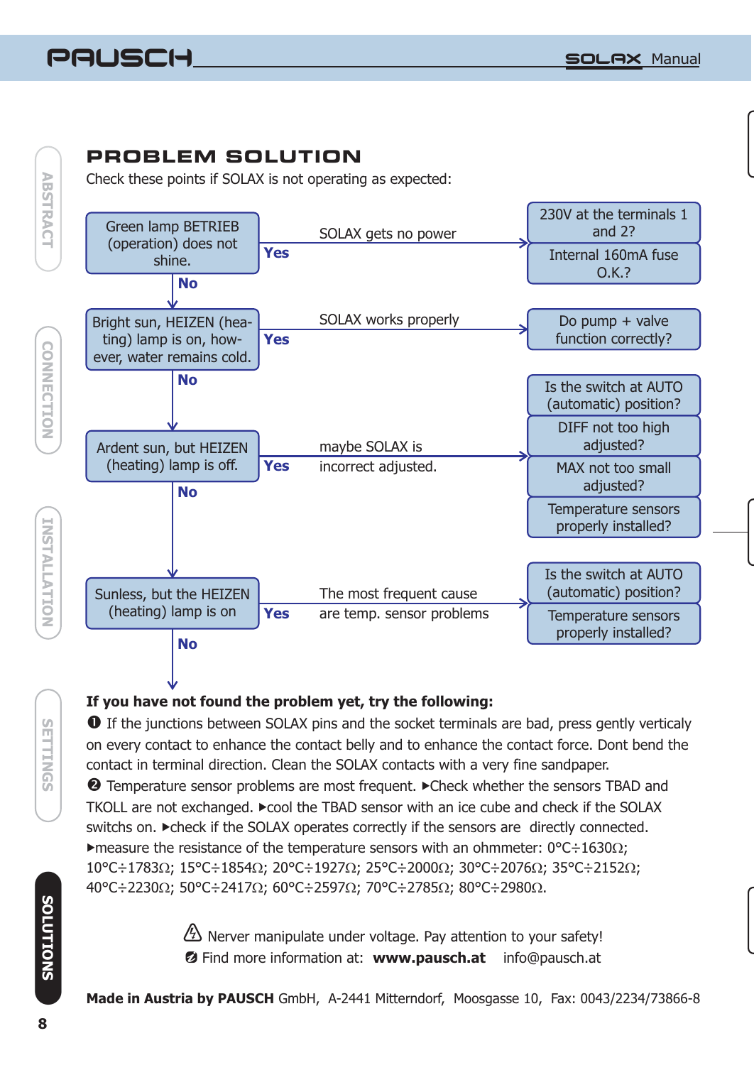# PROBLEM SOLUTION

Check these points if SOLAX is not operating as expected:

Green lamp BETRIEB (operation) does not shine.

Yes — SOLAX gets no power → 230V at the terminals 1 and 2? / Internal 160mA fuse O.K.?

No ↓

Bright sun, HEIZEN (heating) lamp is on, however, water remains cold.

Yes — SOLAX works properly → Do pump + valve function correctly?

No ↓

Ardent sun, but HEIZEN (heating) lamp is off.

Yes — maybe SOLAX is incorrect adjusted. → Is the switch at AUTO (automatic) position? / DIFF not too high adjusted? / MAX not too small adjusted? / Temperature sensors properly installed?

No ↓

Sunless, but the HEIZEN (heating) lamp is on

Yes — The most frequent cause are temp. sensor problems → Is the switch at AUTO (automatic) position? / Temperature sensors properly installed?

No ↓

**If you have not found the problem yet, try the following:**

❶ If the junctions between SOLAX pins and the socket terminals are bad, press gently verticaly on every contact to enhance the contact belly and to enhance the contact force. Dont bend the contact in terminal direction. Clean the SOLAX contacts with a very fine sandpaper.

❷ Temperature sensor problems are most frequent. ▸Check whether the sensors TBAD and TKOLL are not exchanged. ▸cool the TBAD sensor with an ice cube and check if the SOLAX switchs on. ▸check if the SOLAX operates correctly if the sensors are directly connected. ▸measure the resistance of the temperature sensors with an ohmmeter: 0°C÷1630Ω; 10°C÷1783Ω; 15°C÷1854Ω; 20°C÷1927Ω; 25°C÷2000Ω; 30°C÷2076Ω; 35°C÷2152Ω; 40°C÷2230Ω; 50°C÷2417Ω; 60°C÷2597Ω; 70°C÷2785Ω; 80°C÷2980Ω.

⚠ Nerver manipulate under voltage. Pay attention to your safety!

Find more information at: **www.pausch.at** info@pausch.at

**Made in Austria by PAUSCH** GmbH, A-2441 Mitterndorf, Moosgasse 10, Fax: 0043/2234/73866-8